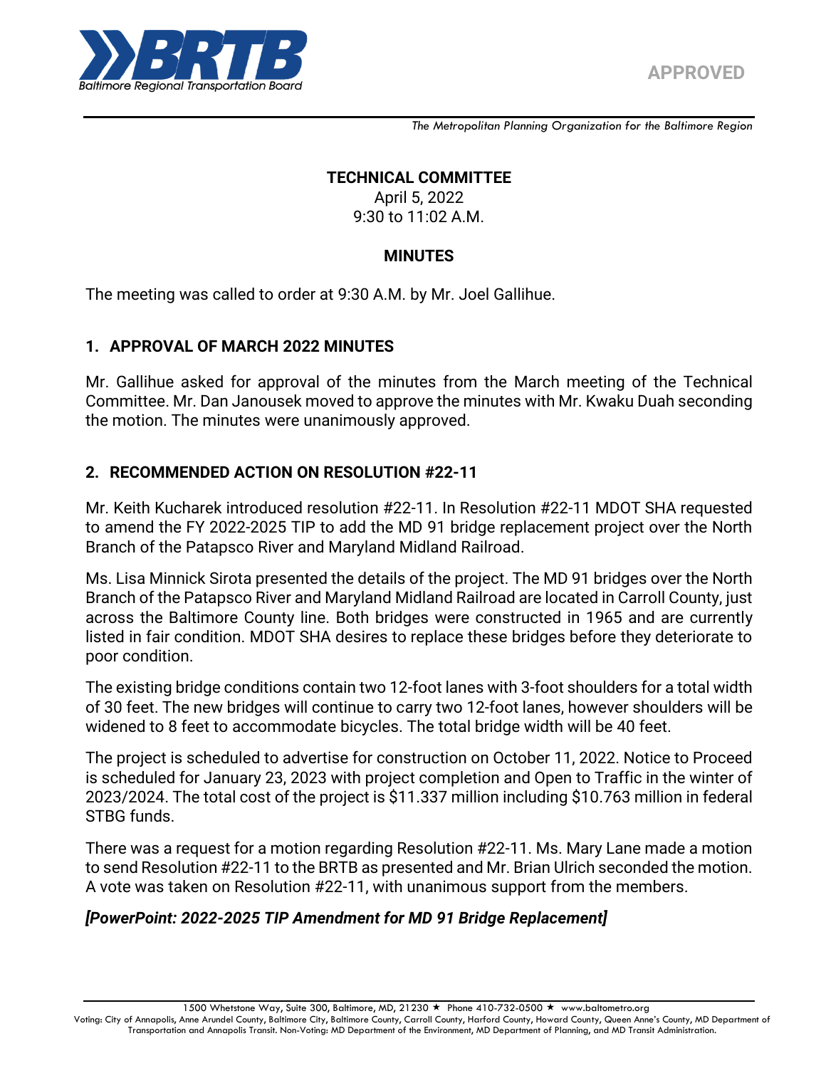APPROVED

*The Metropolitan Planning Organization for the Baltimore Region*

# TECHNICAL COMMITTEE

April 5, 2022
9:30 to 11:02 A.M.

## MINUTES

The meeting was called to order at 9:30 A.M. by Mr. Joel Gallihue.

### 1. APPROVAL OF MARCH 2022 MINUTES

Mr. Gallihue asked for approval of the minutes from the March meeting of the Technical Committee. Mr. Dan Janousek moved to approve the minutes with Mr. Kwaku Duah seconding the motion. The minutes were unanimously approved.

### 2. RECOMMENDED ACTION ON RESOLUTION #22-11

Mr. Keith Kucharek introduced resolution #22-11. In Resolution #22-11 MDOT SHA requested to amend the FY 2022-2025 TIP to add the MD 91 bridge replacement project over the North Branch of the Patapsco River and Maryland Midland Railroad.

Ms. Lisa Minnick Sirota presented the details of the project. The MD 91 bridges over the North Branch of the Patapsco River and Maryland Midland Railroad are located in Carroll County, just across the Baltimore County line. Both bridges were constructed in 1965 and are currently listed in fair condition. MDOT SHA desires to replace these bridges before they deteriorate to poor condition.

The existing bridge conditions contain two 12-foot lanes with 3-foot shoulders for a total width of 30 feet. The new bridges will continue to carry two 12-foot lanes, however shoulders will be widened to 8 feet to accommodate bicycles. The total bridge width will be 40 feet.

The project is scheduled to advertise for construction on October 11, 2022. Notice to Proceed is scheduled for January 23, 2023 with project completion and Open to Traffic in the winter of 2023/2024. The total cost of the project is $11.337 million including $10.763 million in federal STBG funds.

There was a request for a motion regarding Resolution #22-11. Ms. Mary Lane made a motion to send Resolution #22-11 to the BRTB as presented and Mr. Brian Ulrich seconded the motion. A vote was taken on Resolution #22-11, with unanimous support from the members.

***[PowerPoint: 2022-2025 TIP Amendment for MD 91 Bridge Replacement]***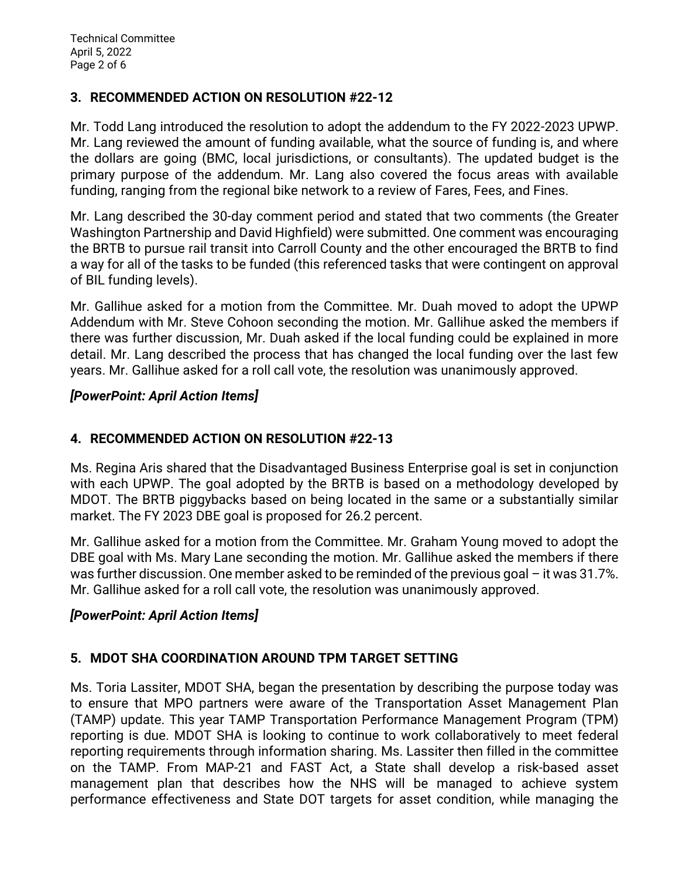## 3. RECOMMENDED ACTION ON RESOLUTION #22-12

Mr. Todd Lang introduced the resolution to adopt the addendum to the FY 2022-2023 UPWP. Mr. Lang reviewed the amount of funding available, what the source of funding is, and where the dollars are going (BMC, local jurisdictions, or consultants). The updated budget is the primary purpose of the addendum. Mr. Lang also covered the focus areas with available funding, ranging from the regional bike network to a review of Fares, Fees, and Fines.

Mr. Lang described the 30-day comment period and stated that two comments (the Greater Washington Partnership and David Highfield) were submitted. One comment was encouraging the BRTB to pursue rail transit into Carroll County and the other encouraged the BRTB to find a way for all of the tasks to be funded (this referenced tasks that were contingent on approval of BIL funding levels).

Mr. Gallihue asked for a motion from the Committee. Mr. Duah moved to adopt the UPWP Addendum with Mr. Steve Cohoon seconding the motion. Mr. Gallihue asked the members if there was further discussion, Mr. Duah asked if the local funding could be explained in more detail. Mr. Lang described the process that has changed the local funding over the last few years. Mr. Gallihue asked for a roll call vote, the resolution was unanimously approved.

***[PowerPoint: April Action Items]***

## 4. RECOMMENDED ACTION ON RESOLUTION #22-13

Ms. Regina Aris shared that the Disadvantaged Business Enterprise goal is set in conjunction with each UPWP. The goal adopted by the BRTB is based on a methodology developed by MDOT. The BRTB piggybacks based on being located in the same or a substantially similar market. The FY 2023 DBE goal is proposed for 26.2 percent.

Mr. Gallihue asked for a motion from the Committee. Mr. Graham Young moved to adopt the DBE goal with Ms. Mary Lane seconding the motion. Mr. Gallihue asked the members if there was further discussion. One member asked to be reminded of the previous goal – it was 31.7%. Mr. Gallihue asked for a roll call vote, the resolution was unanimously approved.

***[PowerPoint: April Action Items]***

## 5. MDOT SHA COORDINATION AROUND TPM TARGET SETTING

Ms. Toria Lassiter, MDOT SHA, began the presentation by describing the purpose today was to ensure that MPO partners were aware of the Transportation Asset Management Plan (TAMP) update. This year TAMP Transportation Performance Management Program (TPM) reporting is due. MDOT SHA is looking to continue to work collaboratively to meet federal reporting requirements through information sharing. Ms. Lassiter then filled in the committee on the TAMP. From MAP-21 and FAST Act, a State shall develop a risk-based asset management plan that describes how the NHS will be managed to achieve system performance effectiveness and State DOT targets for asset condition, while managing the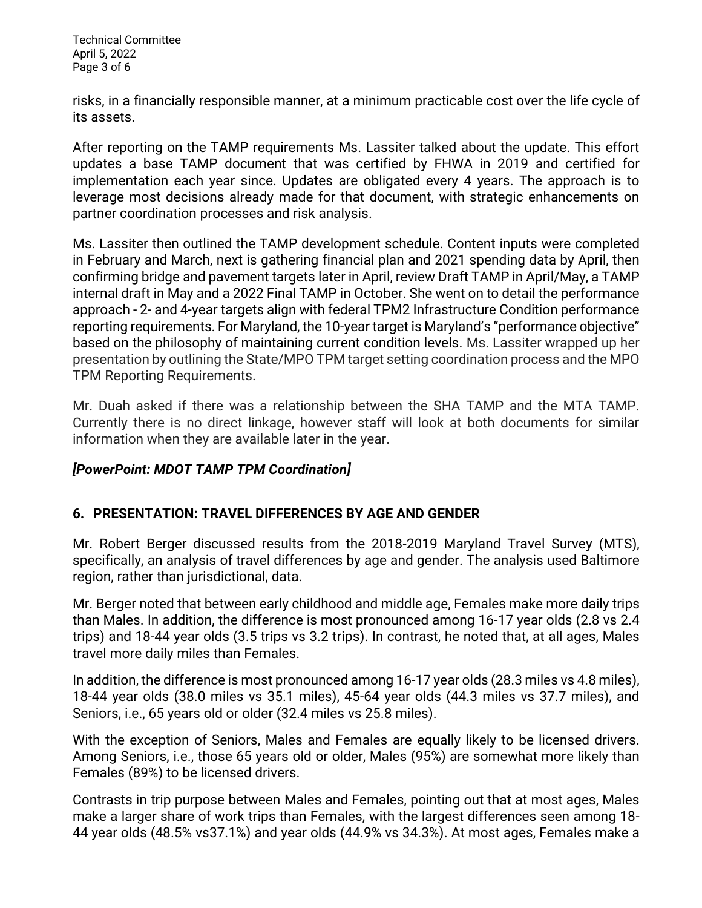risks, in a financially responsible manner, at a minimum practicable cost over the life cycle of its assets.

After reporting on the TAMP requirements Ms. Lassiter talked about the update. This effort updates a base TAMP document that was certified by FHWA in 2019 and certified for implementation each year since. Updates are obligated every 4 years. The approach is to leverage most decisions already made for that document, with strategic enhancements on partner coordination processes and risk analysis.

Ms. Lassiter then outlined the TAMP development schedule. Content inputs were completed in February and March, next is gathering financial plan and 2021 spending data by April, then confirming bridge and pavement targets later in April, review Draft TAMP in April/May, a TAMP internal draft in May and a 2022 Final TAMP in October. She went on to detail the performance approach - 2- and 4-year targets align with federal TPM2 Infrastructure Condition performance reporting requirements. For Maryland, the 10-year target is Maryland's "performance objective" based on the philosophy of maintaining current condition levels. Ms. Lassiter wrapped up her presentation by outlining the State/MPO TPM target setting coordination process and the MPO TPM Reporting Requirements.

Mr. Duah asked if there was a relationship between the SHA TAMP and the MTA TAMP. Currently there is no direct linkage, however staff will look at both documents for similar information when they are available later in the year.

***[PowerPoint: MDOT TAMP TPM Coordination]***

## 6. PRESENTATION: TRAVEL DIFFERENCES BY AGE AND GENDER

Mr. Robert Berger discussed results from the 2018-2019 Maryland Travel Survey (MTS), specifically, an analysis of travel differences by age and gender. The analysis used Baltimore region, rather than jurisdictional, data.

Mr. Berger noted that between early childhood and middle age, Females make more daily trips than Males. In addition, the difference is most pronounced among 16-17 year olds (2.8 vs 2.4 trips) and 18-44 year olds (3.5 trips vs 3.2 trips). In contrast, he noted that, at all ages, Males travel more daily miles than Females.

In addition, the difference is most pronounced among 16-17 year olds (28.3 miles vs 4.8 miles), 18-44 year olds (38.0 miles vs 35.1 miles), 45-64 year olds (44.3 miles vs 37.7 miles), and Seniors, i.e., 65 years old or older (32.4 miles vs 25.8 miles).

With the exception of Seniors, Males and Females are equally likely to be licensed drivers. Among Seniors, i.e., those 65 years old or older, Males (95%) are somewhat more likely than Females (89%) to be licensed drivers.

Contrasts in trip purpose between Males and Females, pointing out that at most ages, Males make a larger share of work trips than Females, with the largest differences seen among 18-44 year olds (48.5% vs37.1%) and year olds (44.9% vs 34.3%). At most ages, Females make a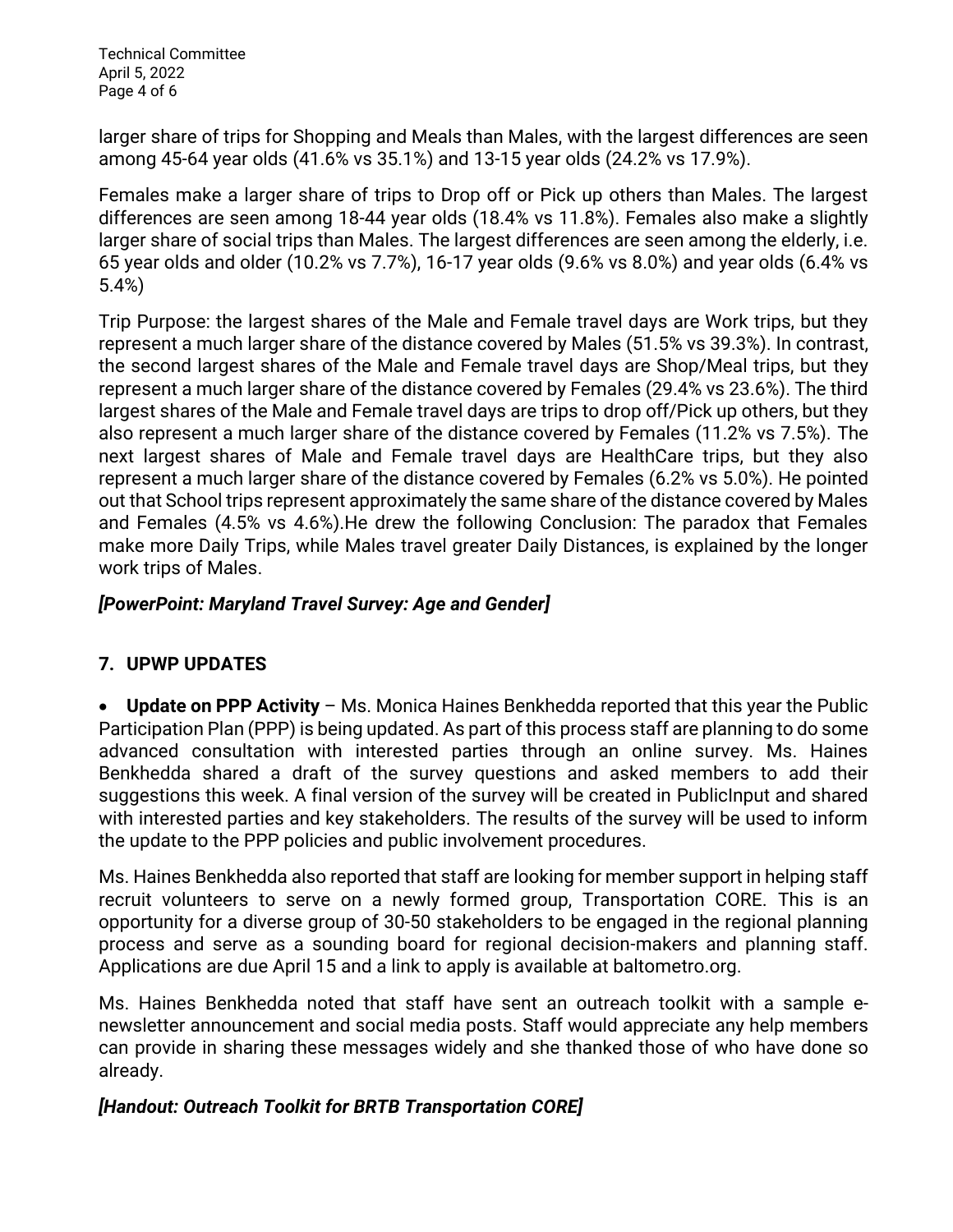larger share of trips for Shopping and Meals than Males, with the largest differences are seen among 45-64 year olds (41.6% vs 35.1%) and 13-15 year olds (24.2% vs 17.9%).

Females make a larger share of trips to Drop off or Pick up others than Males. The largest differences are seen among 18-44 year olds (18.4% vs 11.8%). Females also make a slightly larger share of social trips than Males. The largest differences are seen among the elderly, i.e. 65 year olds and older (10.2% vs 7.7%), 16-17 year olds (9.6% vs 8.0%) and year olds (6.4% vs 5.4%)

Trip Purpose: the largest shares of the Male and Female travel days are Work trips, but they represent a much larger share of the distance covered by Males (51.5% vs 39.3%). In contrast, the second largest shares of the Male and Female travel days are Shop/Meal trips, but they represent a much larger share of the distance covered by Females (29.4% vs 23.6%). The third largest shares of the Male and Female travel days are trips to drop off/Pick up others, but they also represent a much larger share of the distance covered by Females (11.2% vs 7.5%). The next largest shares of Male and Female travel days are HealthCare trips, but they also represent a much larger share of the distance covered by Females (6.2% vs 5.0%). He pointed out that School trips represent approximately the same share of the distance covered by Males and Females (4.5% vs 4.6%).He drew the following Conclusion: The paradox that Females make more Daily Trips, while Males travel greater Daily Distances, is explained by the longer work trips of Males.

***[PowerPoint: Maryland Travel Survey: Age and Gender]***

## 7. UPWP UPDATES

- **Update on PPP Activity** – Ms. Monica Haines Benkhedda reported that this year the Public Participation Plan (PPP) is being updated. As part of this process staff are planning to do some advanced consultation with interested parties through an online survey. Ms. Haines Benkhedda shared a draft of the survey questions and asked members to add their suggestions this week. A final version of the survey will be created in PublicInput and shared with interested parties and key stakeholders. The results of the survey will be used to inform the update to the PPP policies and public involvement procedures.

Ms. Haines Benkhedda also reported that staff are looking for member support in helping staff recruit volunteers to serve on a newly formed group, Transportation CORE. This is an opportunity for a diverse group of 30-50 stakeholders to be engaged in the regional planning process and serve as a sounding board for regional decision-makers and planning staff. Applications are due April 15 and a link to apply is available at baltometro.org.

Ms. Haines Benkhedda noted that staff have sent an outreach toolkit with a sample e-newsletter announcement and social media posts. Staff would appreciate any help members can provide in sharing these messages widely and she thanked those of who have done so already.

***[Handout: Outreach Toolkit for BRTB Transportation CORE]***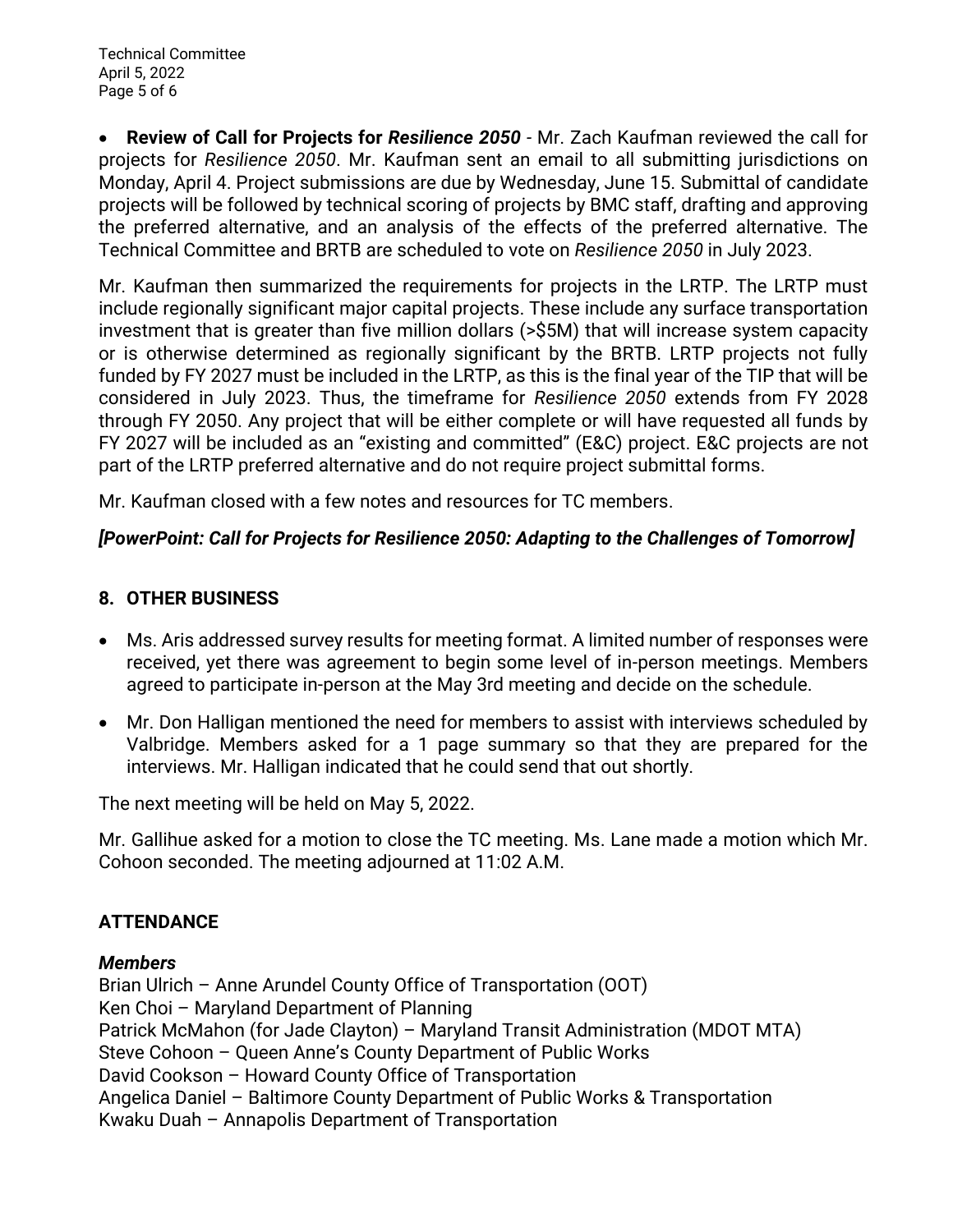- **Review of Call for Projects for *Resilience 2050*** - Mr. Zach Kaufman reviewed the call for projects for *Resilience 2050*. Mr. Kaufman sent an email to all submitting jurisdictions on Monday, April 4. Project submissions are due by Wednesday, June 15. Submittal of candidate projects will be followed by technical scoring of projects by BMC staff, drafting and approving the preferred alternative, and an analysis of the effects of the preferred alternative. The Technical Committee and BRTB are scheduled to vote on *Resilience 2050* in July 2023.

Mr. Kaufman then summarized the requirements for projects in the LRTP. The LRTP must include regionally significant major capital projects. These include any surface transportation investment that is greater than five million dollars (>$5M) that will increase system capacity or is otherwise determined as regionally significant by the BRTB. LRTP projects not fully funded by FY 2027 must be included in the LRTP, as this is the final year of the TIP that will be considered in July 2023. Thus, the timeframe for *Resilience 2050* extends from FY 2028 through FY 2050. Any project that will be either complete or will have requested all funds by FY 2027 will be included as an "existing and committed" (E&C) project. E&C projects are not part of the LRTP preferred alternative and do not require project submittal forms.

Mr. Kaufman closed with a few notes and resources for TC members.

***[PowerPoint: Call for Projects for Resilience 2050: Adapting to the Challenges of Tomorrow]***

## 8. OTHER BUSINESS

- Ms. Aris addressed survey results for meeting format. A limited number of responses were received, yet there was agreement to begin some level of in-person meetings. Members agreed to participate in-person at the May 3rd meeting and decide on the schedule.
- Mr. Don Halligan mentioned the need for members to assist with interviews scheduled by Valbridge. Members asked for a 1 page summary so that they are prepared for the interviews. Mr. Halligan indicated that he could send that out shortly.

The next meeting will be held on May 5, 2022.

Mr. Gallihue asked for a motion to close the TC meeting. Ms. Lane made a motion which Mr. Cohoon seconded. The meeting adjourned at 11:02 A.M.

## ATTENDANCE

### *Members*

Brian Ulrich – Anne Arundel County Office of Transportation (OOT)
Ken Choi – Maryland Department of Planning
Patrick McMahon (for Jade Clayton) – Maryland Transit Administration (MDOT MTA)
Steve Cohoon – Queen Anne's County Department of Public Works
David Cookson – Howard County Office of Transportation
Angelica Daniel – Baltimore County Department of Public Works & Transportation
Kwaku Duah – Annapolis Department of Transportation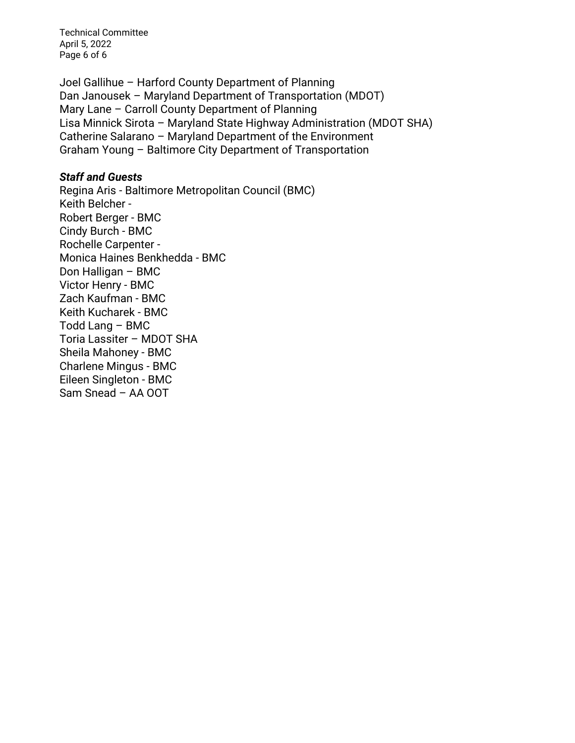Joel Gallihue – Harford County Department of Planning
Dan Janousek – Maryland Department of Transportation (MDOT)
Mary Lane – Carroll County Department of Planning
Lisa Minnick Sirota – Maryland State Highway Administration (MDOT SHA)
Catherine Salarano – Maryland Department of the Environment
Graham Young – Baltimore City Department of Transportation

***Staff and Guests***

Regina Aris - Baltimore Metropolitan Council (BMC)
Keith Belcher -
Robert Berger - BMC
Cindy Burch - BMC
Rochelle Carpenter -
Monica Haines Benkhedda - BMC
Don Halligan – BMC
Victor Henry - BMC
Zach Kaufman - BMC
Keith Kucharek - BMC
Todd Lang – BMC
Toria Lassiter – MDOT SHA
Sheila Mahoney - BMC
Charlene Mingus - BMC
Eileen Singleton - BMC
Sam Snead – AA OOT